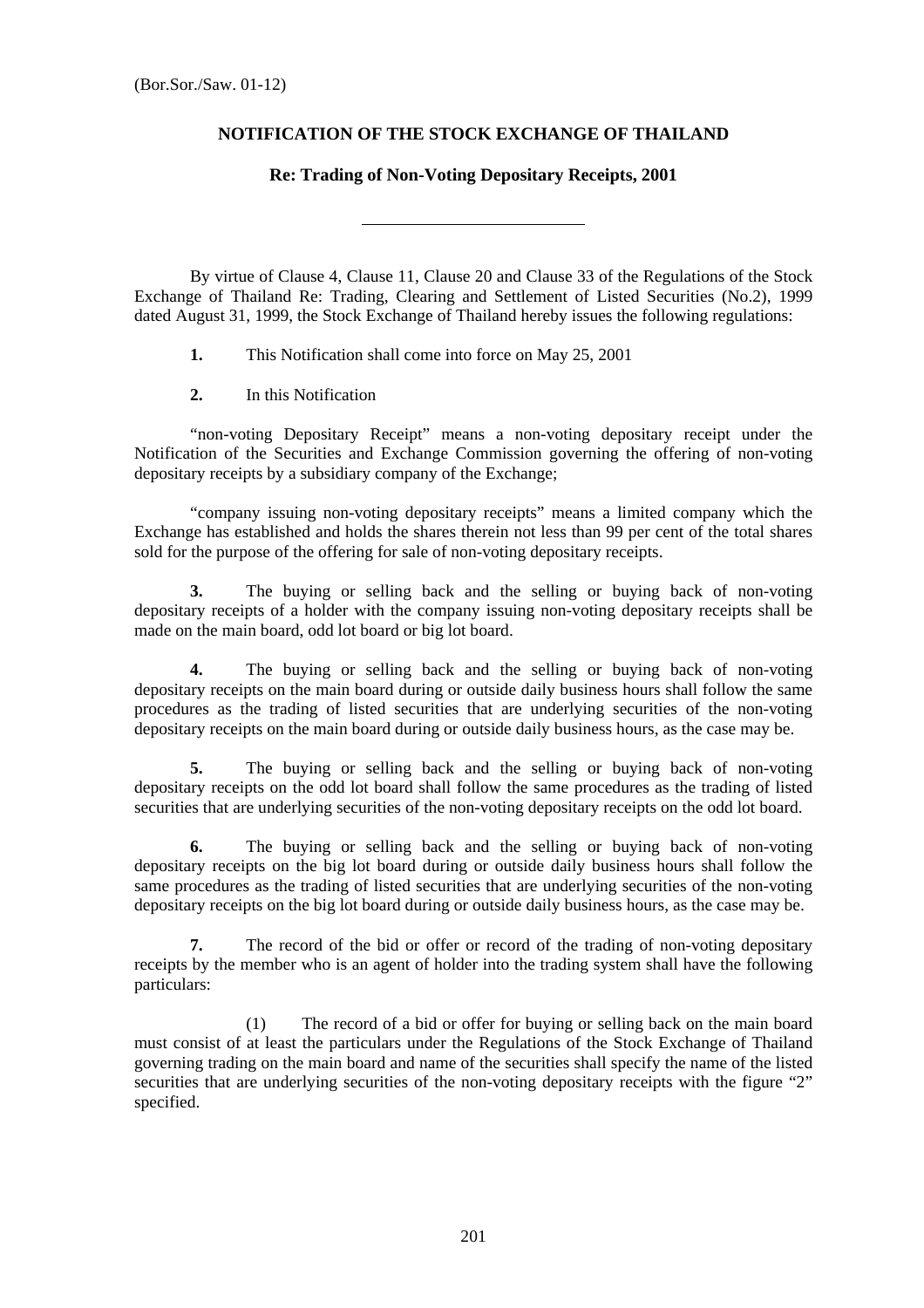(Bor.Sor./Saw. 01-12)

## NOTIFICATION OF THE STOCK EXCHANGE OF THAILAND

### Re: Trading of Non-Voting Depositary Receipts, 2001

---

By virtue of Clause 4, Clause 11, Clause 20 and Clause 33 of the Regulations of the Stock Exchange of Thailand Re: Trading, Clearing and Settlement of Listed Securities (No.2), 1999 dated August 31, 1999, the Stock Exchange of Thailand hereby issues the following regulations:

**1.** This Notification shall come into force on May 25, 2001

**2.** In this Notification

"non-voting Depositary Receipt" means a non-voting depositary receipt under the Notification of the Securities and Exchange Commission governing the offering of non-voting depositary receipts by a subsidiary company of the Exchange;

"company issuing non-voting depositary receipts" means a limited company which the Exchange has established and holds the shares therein not less than 99 per cent of the total shares sold for the purpose of the offering for sale of non-voting depositary receipts.

**3.** The buying or selling back and the selling or buying back of non-voting depositary receipts of a holder with the company issuing non-voting depositary receipts shall be made on the main board, odd lot board or big lot board.

**4.** The buying or selling back and the selling or buying back of non-voting depositary receipts on the main board during or outside daily business hours shall follow the same procedures as the trading of listed securities that are underlying securities of the non-voting depositary receipts on the main board during or outside daily business hours, as the case may be.

**5.** The buying or selling back and the selling or buying back of non-voting depositary receipts on the odd lot board shall follow the same procedures as the trading of listed securities that are underlying securities of the non-voting depositary receipts on the odd lot board.

**6.** The buying or selling back and the selling or buying back of non-voting depositary receipts on the big lot board during or outside daily business hours shall follow the same procedures as the trading of listed securities that are underlying securities of the non-voting depositary receipts on the big lot board during or outside daily business hours, as the case may be.

**7.** The record of the bid or offer or record of the trading of non-voting depositary receipts by the member who is an agent of holder into the trading system shall have the following particulars:

(1) The record of a bid or offer for buying or selling back on the main board must consist of at least the particulars under the Regulations of the Stock Exchange of Thailand governing trading on the main board and name of the securities shall specify the name of the listed securities that are underlying securities of the non-voting depositary receipts with the figure "2" specified.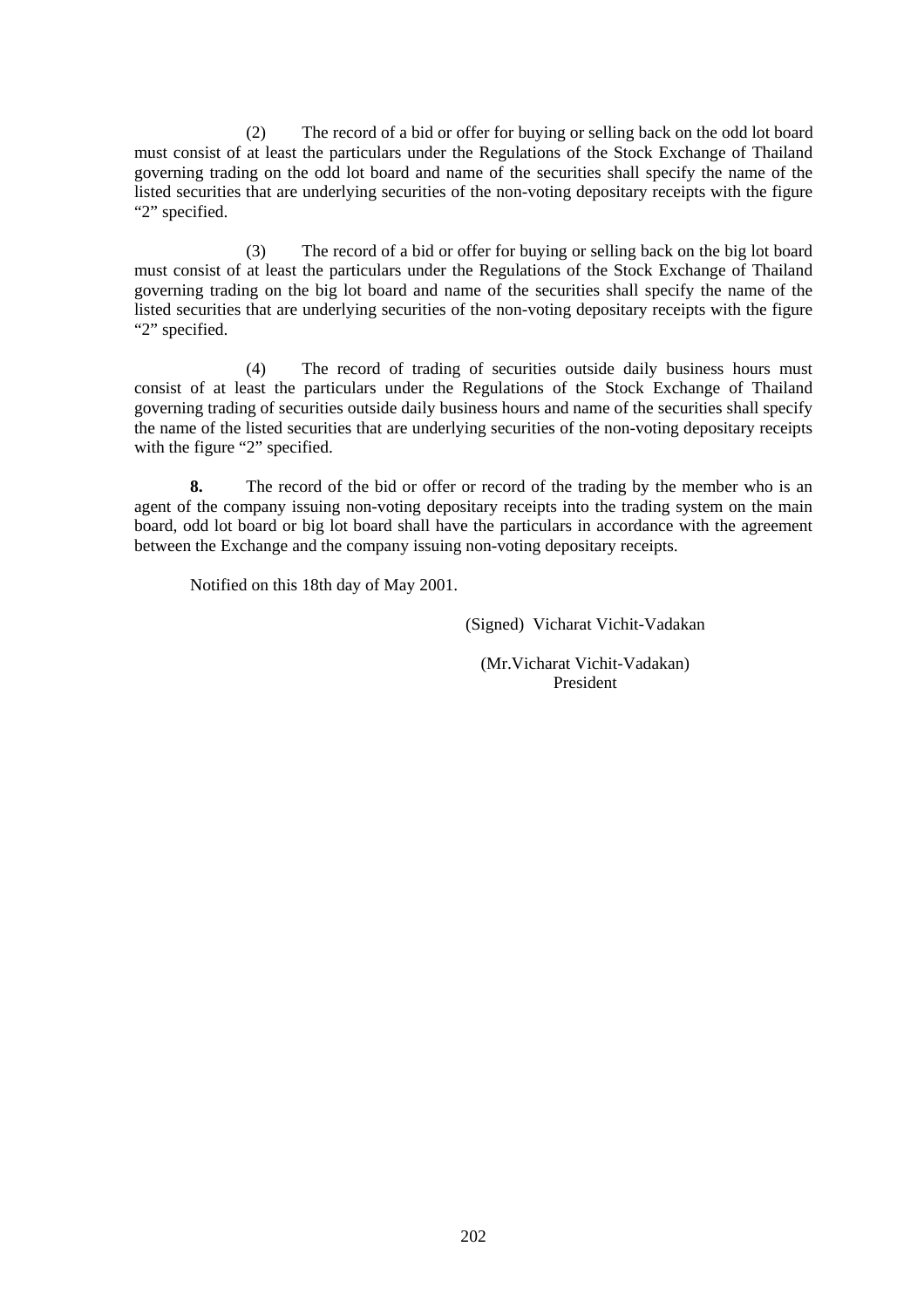(2) The record of a bid or offer for buying or selling back on the odd lot board must consist of at least the particulars under the Regulations of the Stock Exchange of Thailand governing trading on the odd lot board and name of the securities shall specify the name of the listed securities that are underlying securities of the non-voting depositary receipts with the figure "2" specified.

(3) The record of a bid or offer for buying or selling back on the big lot board must consist of at least the particulars under the Regulations of the Stock Exchange of Thailand governing trading on the big lot board and name of the securities shall specify the name of the listed securities that are underlying securities of the non-voting depositary receipts with the figure "2" specified.

(4) The record of trading of securities outside daily business hours must consist of at least the particulars under the Regulations of the Stock Exchange of Thailand governing trading of securities outside daily business hours and name of the securities shall specify the name of the listed securities that are underlying securities of the non-voting depositary receipts with the figure "2" specified.

**8.** The record of the bid or offer or record of the trading by the member who is an agent of the company issuing non-voting depositary receipts into the trading system on the main board, odd lot board or big lot board shall have the particulars in accordance with the agreement between the Exchange and the company issuing non-voting depositary receipts.

Notified on this 18th day of May 2001.

(Signed) Vicharat Vichit-Vadakan

(Mr.Vicharat Vichit-Vadakan)
President